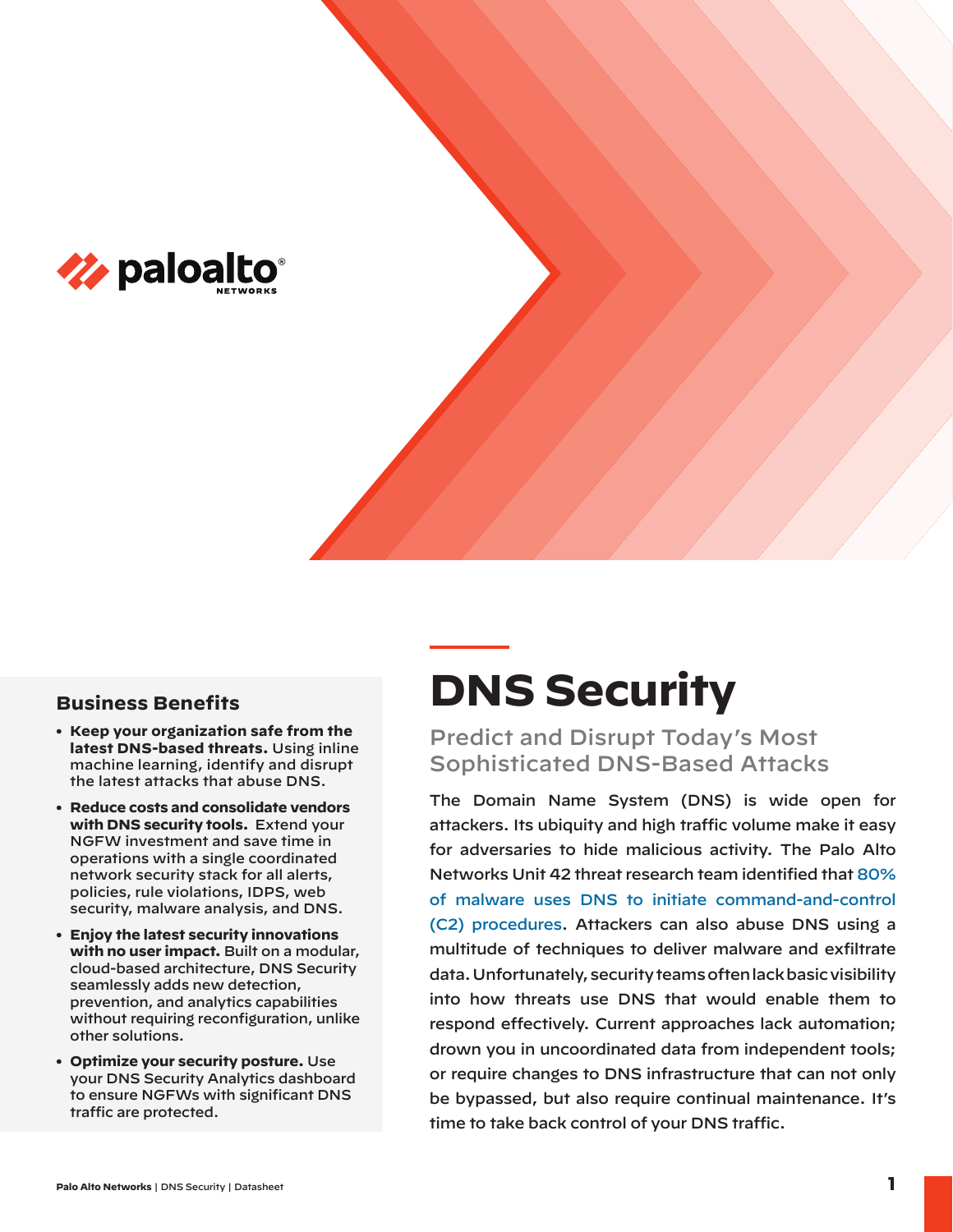# DNS Security

## Predict and Disrupt Today's Most Sophisticated DNS-Based Attacks

The Domain Name System (DNS) is wide open for attackers. Its ubiquity and high traffic volume make it easy for adversaries to hide malicious activity. The Palo Alto Networks Unit 42 threat research team identified that 80% of malware uses DNS to initiate command-and-control (C2) procedures. Attackers can also abuse DNS using a multitude of techniques to deliver malware and exfiltrate data. Unfortunately, security teams often lack basic visibility into how threats use DNS that would enable them to respond effectively. Current approaches lack automation; drown you in uncoordinated data from independent tools; or require changes to DNS infrastructure that can not only be bypassed, but also require continual maintenance. It's time to take back control of your DNS traffic.

### Business Benefits

- **Keep your organization safe from the latest DNS-based threats.** Using inline machine learning, identify and disrupt the latest attacks that abuse DNS.
- **Reduce costs and consolidate vendors with DNS security tools.** Extend your NGFW investment and save time in operations with a single coordinated network security stack for all alerts, policies, rule violations, IDPS, web security, malware analysis, and DNS.
- **Enjoy the latest security innovations with no user impact.** Built on a modular, cloud-based architecture, DNS Security seamlessly adds new detection, prevention, and analytics capabilities without requiring reconfiguration, unlike other solutions.
- **Optimize your security posture.** Use your DNS Security Analytics dashboard to ensure NGFWs with significant DNS traffic are protected.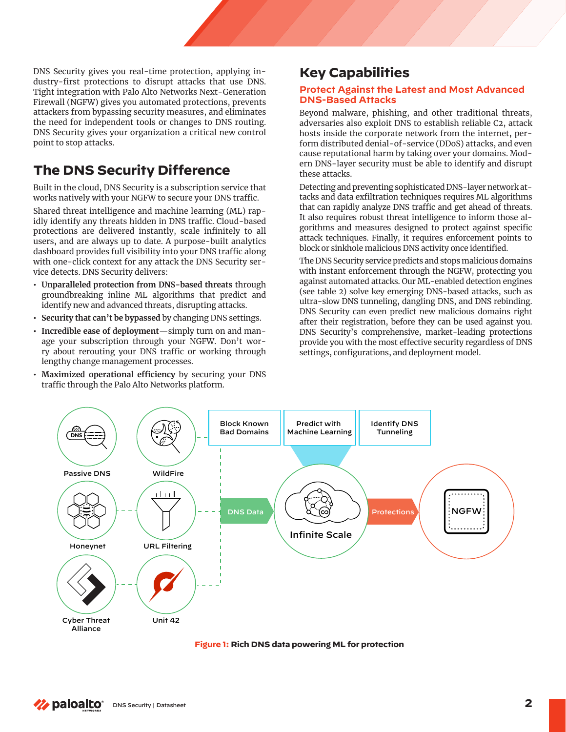DNS Security gives you real-time protection, applying industry-first protections to disrupt attacks that use DNS. Tight integration with Palo Alto Networks Next-Generation Firewall (NGFW) gives you automated protections, prevents attackers from bypassing security measures, and eliminates the need for independent tools or changes to DNS routing. DNS Security gives your organization a critical new control point to stop attacks.

## The DNS Security Difference

Built in the cloud, DNS Security is a subscription service that works natively with your NGFW to secure your DNS traffic.

Shared threat intelligence and machine learning (ML) rapidly identify any threats hidden in DNS traffic. Cloud-based protections are delivered instantly, scale infinitely to all users, and are always up to date. A purpose-built analytics dashboard provides full visibility into your DNS traffic along with one-click context for any attack the DNS Security service detects. DNS Security delivers:

- **Unparalleled protection from DNS-based threats** through groundbreaking inline ML algorithms that predict and identify new and advanced threats, disrupting attacks.
- **Security that can't be bypassed** by changing DNS settings.
- **Incredible ease of deployment**—simply turn on and manage your subscription through your NGFW. Don't worry about rerouting your DNS traffic or working through lengthy change management processes.
- **Maximized operational efficiency** by securing your DNS traffic through the Palo Alto Networks platform.

## Key Capabilities

### Protect Against the Latest and Most Advanced DNS-Based Attacks

Beyond malware, phishing, and other traditional threats, adversaries also exploit DNS to establish reliable C2, attack hosts inside the corporate network from the internet, perform distributed denial-of-service (DDoS) attacks, and even cause reputational harm by taking over your domains. Modern DNS-layer security must be able to identify and disrupt these attacks.

Detecting and preventing sophisticated DNS-layer network attacks and data exfiltration techniques requires ML algorithms that can rapidly analyze DNS traffic and get ahead of threats. It also requires robust threat intelligence to inform those algorithms and measures designed to protect against specific attack techniques. Finally, it requires enforcement points to block or sinkhole malicious DNS activity once identified.

The DNS Security service predicts and stops malicious domains with instant enforcement through the NGFW, protecting you against automated attacks. Our ML-enabled detection engines (see table 2) solve key emerging DNS-based attacks, such as ultra-slow DNS tunneling, dangling DNS, and DNS rebinding. DNS Security can even predict new malicious domains right after their registration, before they can be used against you. DNS Security's comprehensive, market-leading protections provide you with the most effective security regardless of DNS settings, configurations, and deployment model.

**Figure 1:** **Rich DNS data powering ML for protection**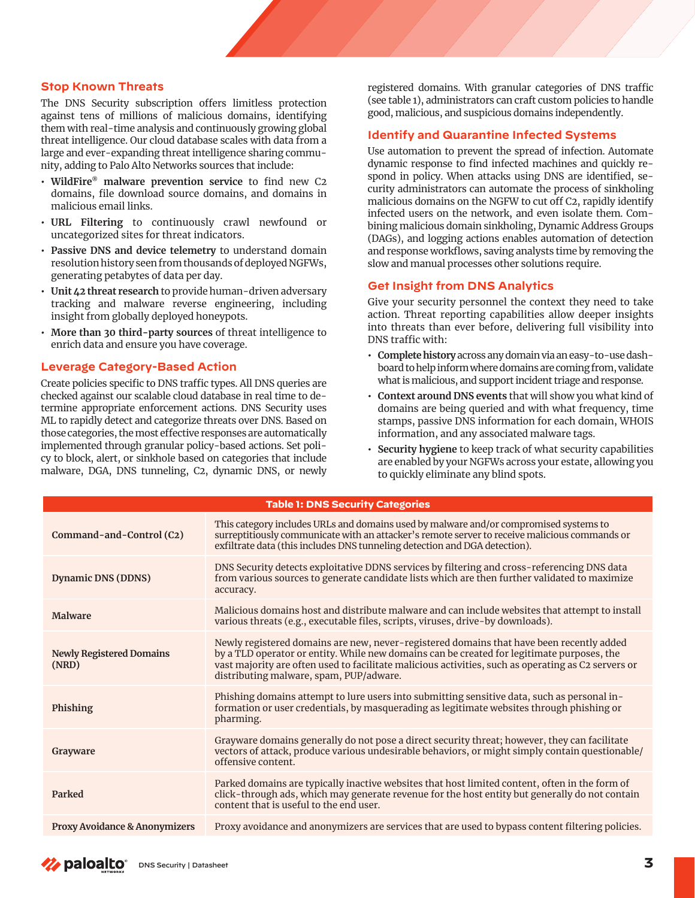## Stop Known Threats

The DNS Security subscription offers limitless protection against tens of millions of malicious domains, identifying them with real-time analysis and continuously growing global threat intelligence. Our cloud database scales with data from a large and ever-expanding threat intelligence sharing community, adding to Palo Alto Networks sources that include:

- **WildFire® malware prevention service** to find new C2 domains, file download source domains, and domains in malicious email links.
- **URL Filtering** to continuously crawl newfound or uncategorized sites for threat indicators.
- **Passive DNS and device telemetry** to understand domain resolution history seen from thousands of deployed NGFWs, generating petabytes of data per day.
- **Unit 42 threat research** to provide human-driven adversary tracking and malware reverse engineering, including insight from globally deployed honeypots.
- **More than 30 third-party sources** of threat intelligence to enrich data and ensure you have coverage.

## Leverage Category-Based Action

Create policies specific to DNS traffic types. All DNS queries are checked against our scalable cloud database in real time to determine appropriate enforcement actions. DNS Security uses ML to rapidly detect and categorize threats over DNS. Based on those categories, the most effective responses are automatically implemented through granular policy-based actions. Set policy to block, alert, or sinkhole based on categories that include malware, DGA, DNS tunneling, C2, dynamic DNS, or newly registered domains. With granular categories of DNS traffic (see table 1), administrators can craft custom policies to handle good, malicious, and suspicious domains independently.

## Identify and Quarantine Infected Systems

Use automation to prevent the spread of infection. Automate dynamic response to find infected machines and quickly respond in policy. When attacks using DNS are identified, security administrators can automate the process of sinkholing malicious domains on the NGFW to cut off C2, rapidly identify infected users on the network, and even isolate them. Combining malicious domain sinkholing, Dynamic Address Groups (DAGs), and logging actions enables automation of detection and response workflows, saving analysts time by removing the slow and manual processes other solutions require.

## Get Insight from DNS Analytics

Give your security personnel the context they need to take action. Threat reporting capabilities allow deeper insights into threats than ever before, delivering full visibility into DNS traffic with:

- **Complete history** across any domain via an easy-to-use dashboard to help inform where domains are coming from, validate what is malicious, and support incident triage and response.
- **Context around DNS events** that will show you what kind of domains are being queried and with what frequency, time stamps, passive DNS information for each domain, WHOIS information, and any associated malware tags.
- **Security hygiene** to keep track of what security capabilities are enabled by your NGFWs across your estate, allowing you to quickly eliminate any blind spots.

**Table 1: DNS Security Categories**

| Category | Description |
|---|---|
| **Command-and-Control (C2)** | This category includes URLs and domains used by malware and/or compromised systems to surreptitiously communicate with an attacker's remote server to receive malicious commands or exfiltrate data (this includes DNS tunneling detection and DGA detection). |
| **Dynamic DNS (DDNS)** | DNS Security detects exploitative DDNS services by filtering and cross-referencing DNS data from various sources to generate candidate lists which are then further validated to maximize accuracy. |
| **Malware** | Malicious domains host and distribute malware and can include websites that attempt to install various threats (e.g., executable files, scripts, viruses, drive-by downloads). |
| **Newly Registered Domains (NRD)** | Newly registered domains are new, never-registered domains that have been recently added by a TLD operator or entity. While new domains can be created for legitimate purposes, the vast majority are often used to facilitate malicious activities, such as operating as C2 servers or distributing malware, spam, PUP/adware. |
| **Phishing** | Phishing domains attempt to lure users into submitting sensitive data, such as personal information or user credentials, by masquerading as legitimate websites through phishing or pharming. |
| **Grayware** | Grayware domains generally do not pose a direct security threat; however, they can facilitate vectors of attack, produce various undesirable behaviors, or might simply contain questionable/offensive content. |
| **Parked** | Parked domains are typically inactive websites that host limited content, often in the form of click-through ads, which may generate revenue for the host entity but generally do not contain content that is useful to the end user. |
| **Proxy Avoidance & Anonymizers** | Proxy avoidance and anonymizers are services that are used to bypass content filtering policies. |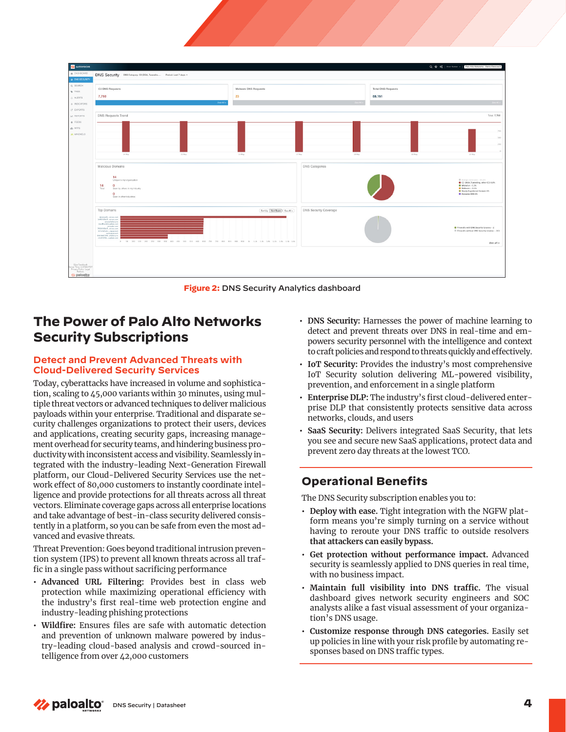Figure 2: DNS Security Analytics dashboard

## The Power of Palo Alto Networks Security Subscriptions

### Detect and Prevent Advanced Threats with Cloud-Delivered Security Services

Today, cyberattacks have increased in volume and sophistication, scaling to 45,000 variants within 30 minutes, using multiple threat vectors or advanced techniques to deliver malicious payloads within your enterprise. Traditional and disparate security challenges organizations to protect their users, devices and applications, creating security gaps, increasing management overhead for security teams, and hindering business productivity with inconsistent access and visibility. Seamlessly integrated with the industry-leading Next-Generation Firewall platform, our Cloud-Delivered Security Services use the network effect of 80,000 customers to instantly coordinate intelligence and provide protections for all threats across all threat vectors. Eliminate coverage gaps across all enterprise locations and take advantage of best-in-class security delivered consistently in a platform, so you can be safe from even the most advanced and evasive threats.

Threat Prevention: Goes beyond traditional intrusion prevention system (IPS) to prevent all known threats across all traffic in a single pass without sacrificing performance

- **Advanced URL Filtering:** Provides best in class web protection while maximizing operational efficiency with the industry's first real-time web protection engine and industry-leading phishing protections
- **Wildfire:** Ensures files are safe with automatic detection and prevention of unknown malware powered by industry-leading cloud-based analysis and crowd-sourced intelligence from over 42,000 customers
- **DNS Security:** Harnesses the power of machine learning to detect and prevent threats over DNS in real-time and empowers security personnel with the intelligence and context to craft policies and respond to threats quickly and effectively.
- **IoT Security:** Provides the industry's most comprehensive IoT Security solution delivering ML-powered visibility, prevention, and enforcement in a single platform
- **Enterprise DLP:** The industry's first cloud-delivered enterprise DLP that consistently protects sensitive data across networks, clouds, and users
- **SaaS Security:** Delivers integrated SaaS Security, that lets you see and secure new SaaS applications, protect data and prevent zero day threats at the lowest TCO.

## Operational Benefits

The DNS Security subscription enables you to:

- **Deploy with ease.** Tight integration with the NGFW platform means you're simply turning on a service without having to reroute your DNS traffic to outside resolvers **that attackers can easily bypass.**
- **Get protection without performance impact.** Advanced security is seamlessly applied to DNS queries in real time, with no business impact.
- **Maintain full visibility into DNS traffic.** The visual dashboard gives network security engineers and SOC analysts alike a fast visual assessment of your organization's DNS usage.
- **Customize response through DNS categories.** Easily set up policies in line with your risk profile by automating responses based on DNS traffic types.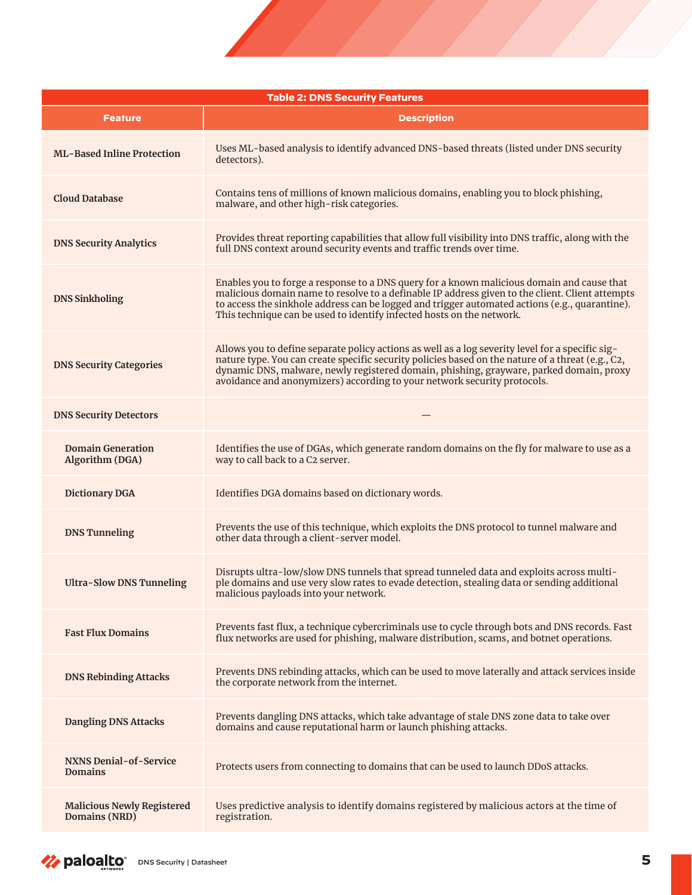| Table 2: DNS Security Features | |
|---|---|
| **Feature** | **Description** |
| **ML-Based Inline Protection** | Uses ML-based analysis to identify advanced DNS-based threats (listed under DNS security detectors). |
| **Cloud Database** | Contains tens of millions of known malicious domains, enabling you to block phishing, malware, and other high-risk categories. |
| **DNS Security Analytics** | Provides threat reporting capabilities that allow full visibility into DNS traffic, along with the full DNS context around security events and traffic trends over time. |
| **DNS Sinkholing** | Enables you to forge a response to a DNS query for a known malicious domain and cause that malicious domain name to resolve to a definable IP address given to the client. Client attempts to access the sinkhole address can be logged and trigger automated actions (e.g., quarantine). This technique can be used to identify infected hosts on the network. |
| **DNS Security Categories** | Allows you to define separate policy actions as well as a log severity level for a specific signature type. You can create specific security policies based on the nature of a threat (e.g., C2, dynamic DNS, malware, newly registered domain, phishing, grayware, parked domain, proxy avoidance and anonymizers) according to your network security protocols. |
| **DNS Security Detectors** | — |
| **Domain Generation Algorithm (DGA)** | Identifies the use of DGAs, which generate random domains on the fly for malware to use as a way to call back to a C2 server. |
| **Dictionary DGA** | Identifies DGA domains based on dictionary words. |
| **DNS Tunneling** | Prevents the use of this technique, which exploits the DNS protocol to tunnel malware and other data through a client-server model. |
| **Ultra-Slow DNS Tunneling** | Disrupts ultra-low/slow DNS tunnels that spread tunneled data and exploits across multiple domains and use very slow rates to evade detection, stealing data or sending additional malicious payloads into your network. |
| **Fast Flux Domains** | Prevents fast flux, a technique cybercriminals use to cycle through bots and DNS records. Fast flux networks are used for phishing, malware distribution, scams, and botnet operations. |
| **DNS Rebinding Attacks** | Prevents DNS rebinding attacks, which can be used to move laterally and attack services inside the corporate network from the internet. |
| **Dangling DNS Attacks** | Prevents dangling DNS attacks, which take advantage of stale DNS zone data to take over domains and cause reputational harm or launch phishing attacks. |
| **NXNS Denial-of-Service Domains** | Protects users from connecting to domains that can be used to launch DDoS attacks. |
| **Malicious Newly Registered Domains (NRD)** | Uses predictive analysis to identify domains registered by malicious actors at the time of registration. |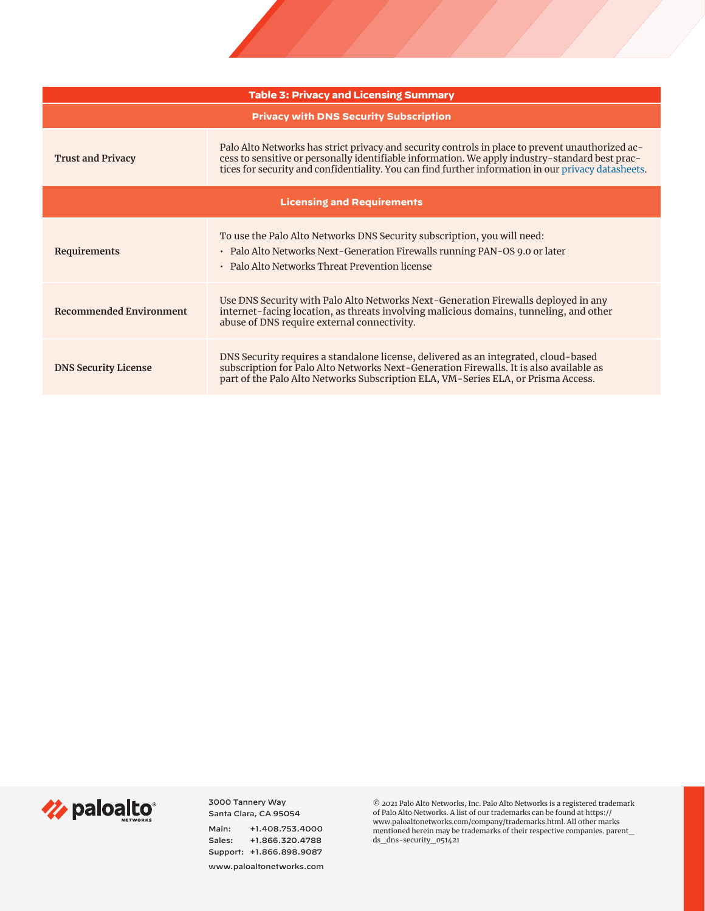| Table 3: Privacy and Licensing Summary | |
|---|---|
| **Privacy with DNS Security Subscription** | |
| **Trust and Privacy** | Palo Alto Networks has strict privacy and security controls in place to prevent unauthorized access to sensitive or personally identifiable information. We apply industry-standard best practices for security and confidentiality. You can find further information in our privacy datasheets. |
| **Licensing and Requirements** | |
| **Requirements** | To use the Palo Alto Networks DNS Security subscription, you will need:<br>• Palo Alto Networks Next-Generation Firewalls running PAN-OS 9.0 or later<br>• Palo Alto Networks Threat Prevention license |
| **Recommended Environment** | Use DNS Security with Palo Alto Networks Next-Generation Firewalls deployed in any internet-facing location, as threats involving malicious domains, tunneling, and other abuse of DNS require external connectivity. |
| **DNS Security License** | DNS Security requires a standalone license, delivered as an integrated, cloud-based subscription for Palo Alto Networks Next-Generation Firewalls. It is also available as part of the Palo Alto Networks Subscription ELA, VM-Series ELA, or Prisma Access. |

3000 Tannery Way
Santa Clara, CA 95054

Main: +1.408.753.4000
Sales: +1.866.320.4788
Support: +1.866.898.9087

www.paloaltonetworks.com

© 2021 Palo Alto Networks, Inc. Palo Alto Networks is a registered trademark of Palo Alto Networks. A list of our trademarks can be found at https://www.paloaltonetworks.com/company/trademarks.html. All other marks mentioned herein may be trademarks of their respective companies. parent_ds_dns-security_051421